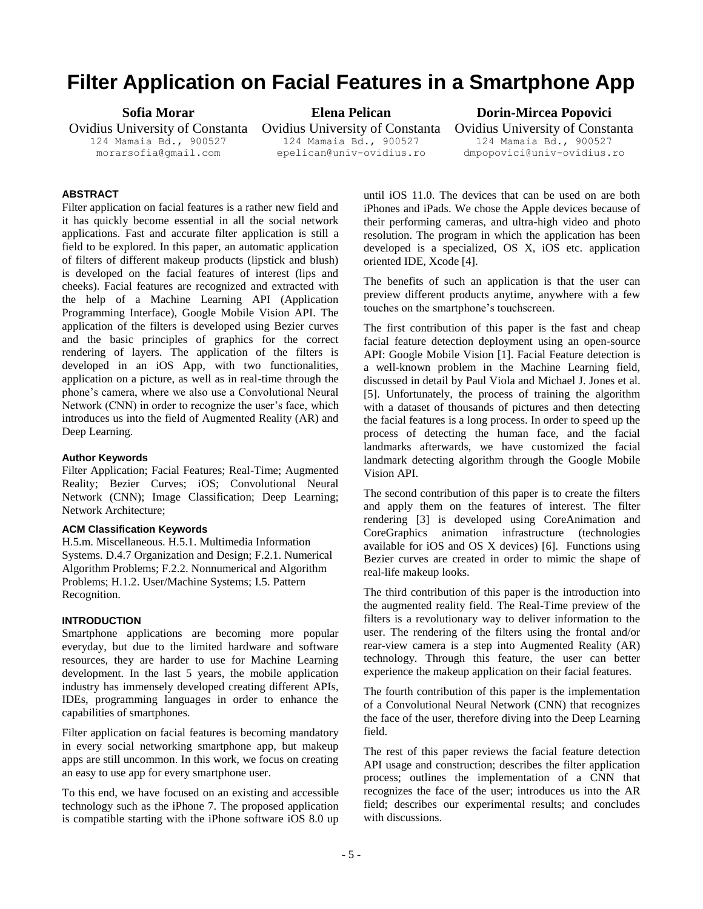# Filter Application on Facial Features in a Smartphone App

**Sofia Morar**
Ovidius University of Constanta
124 Mamaia Bd., 900527
morarsofia@gmail.com

**Elena Pelican**
Ovidius University of Constanta
124 Mamaia Bd., 900527
epelican@univ-ovidius.ro

**Dorin-Mircea Popovici**
Ovidius University of Constanta
124 Mamaia Bd., 900527
dmpopovici@univ-ovidius.ro

## ABSTRACT

Filter application on facial features is a rather new field and it has quickly become essential in all the social network applications. Fast and accurate filter application is still a field to be explored. In this paper, an automatic application of filters of different makeup products (lipstick and blush) is developed on the facial features of interest (lips and cheeks). Facial features are recognized and extracted with the help of a Machine Learning API (Application Programming Interface), Google Mobile Vision API. The application of the filters is developed using Bezier curves and the basic principles of graphics for the correct rendering of layers. The application of the filters is developed in an iOS App, with two functionalities, application on a picture, as well as in real-time through the phone's camera, where we also use a Convolutional Neural Network (CNN) in order to recognize the user's face, which introduces us into the field of Augmented Reality (AR) and Deep Learning.

### Author Keywords

Filter Application; Facial Features; Real-Time; Augmented Reality; Bezier Curves; iOS; Convolutional Neural Network (CNN); Image Classification; Deep Learning; Network Architecture;

### ACM Classification Keywords

H.5.m. Miscellaneous. H.5.1. Multimedia Information Systems. D.4.7 Organization and Design; F.2.1. Numerical Algorithm Problems; F.2.2. Nonnumerical and Algorithm Problems; H.1.2. User/Machine Systems; I.5. Pattern Recognition.

## INTRODUCTION

Smartphone applications are becoming more popular everyday, but due to the limited hardware and software resources, they are harder to use for Machine Learning development. In the last 5 years, the mobile application industry has immensely developed creating different APIs, IDEs, programming languages in order to enhance the capabilities of smartphones.

Filter application on facial features is becoming mandatory in every social networking smartphone app, but makeup apps are still uncommon. In this work, we focus on creating an easy to use app for every smartphone user.

To this end, we have focused on an existing and accessible technology such as the iPhone 7. The proposed application is compatible starting with the iPhone software iOS 8.0 up until iOS 11.0. The devices that can be used on are both iPhones and iPads. We chose the Apple devices because of their performing cameras, and ultra-high video and photo resolution. The program in which the application has been developed is a specialized, OS X, iOS etc. application oriented IDE, Xcode [4].

The benefits of such an application is that the user can preview different products anytime, anywhere with a few touches on the smartphone's touchscreen.

The first contribution of this paper is the fast and cheap facial feature detection deployment using an open-source API: Google Mobile Vision [1]. Facial Feature detection is a well-known problem in the Machine Learning field, discussed in detail by Paul Viola and Michael J. Jones et al. [5]. Unfortunately, the process of training the algorithm with a dataset of thousands of pictures and then detecting the facial features is a long process. In order to speed up the process of detecting the human face, and the facial landmarks afterwards, we have customized the facial landmark detecting algorithm through the Google Mobile Vision API.

The second contribution of this paper is to create the filters and apply them on the features of interest. The filter rendering [3] is developed using CoreAnimation and CoreGraphics animation infrastructure (technologies available for iOS and OS X devices) [6]. Functions using Bezier curves are created in order to mimic the shape of real-life makeup looks.

The third contribution of this paper is the introduction into the augmented reality field. The Real-Time preview of the filters is a revolutionary way to deliver information to the user. The rendering of the filters using the frontal and/or rear-view camera is a step into Augmented Reality (AR) technology. Through this feature, the user can better experience the makeup application on their facial features.

The fourth contribution of this paper is the implementation of a Convolutional Neural Network (CNN) that recognizes the face of the user, therefore diving into the Deep Learning field.

The rest of this paper reviews the facial feature detection API usage and construction; describes the filter application process; outlines the implementation of a CNN that recognizes the face of the user; introduces us into the AR field; describes our experimental results; and concludes with discussions.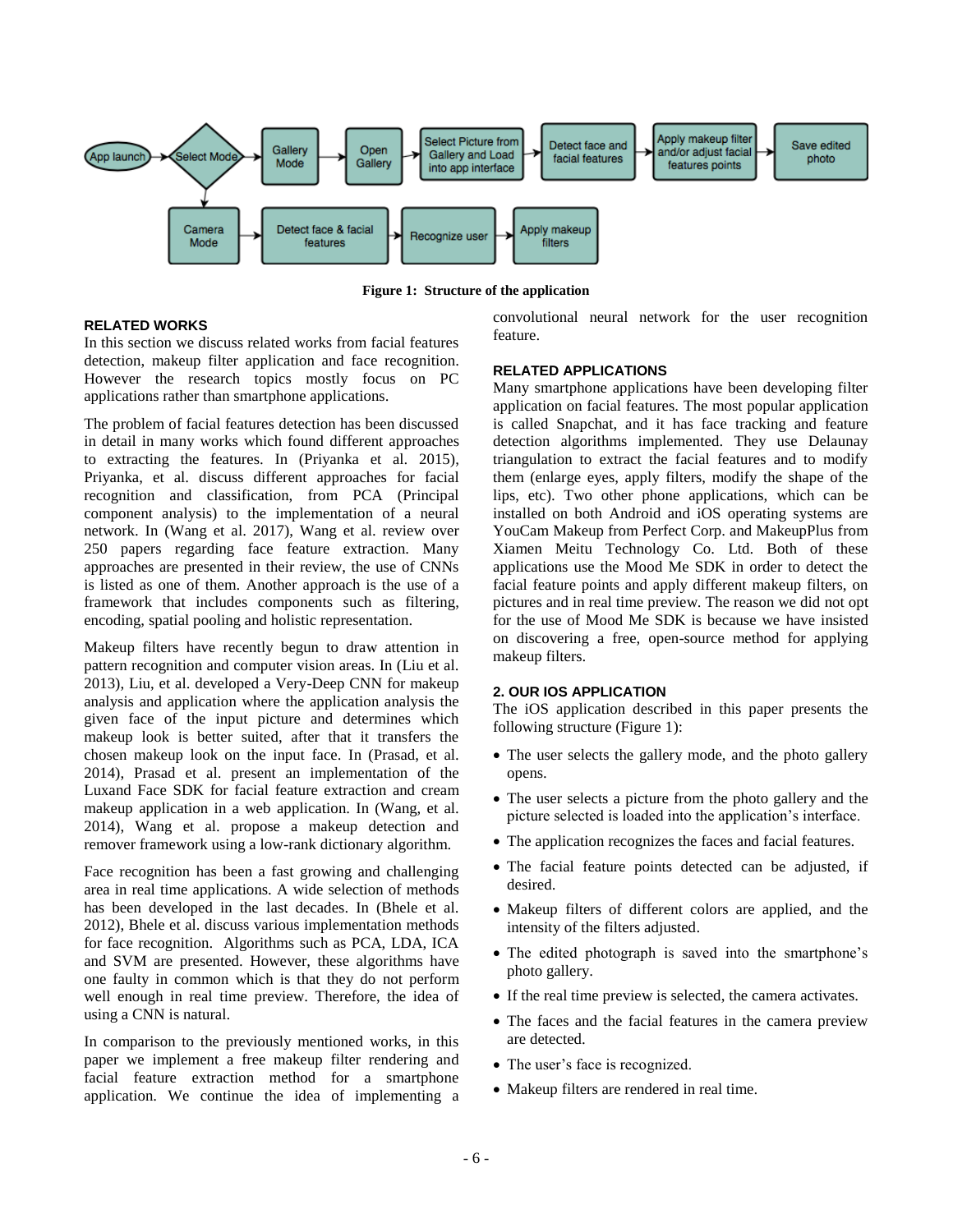Figure 1: Structure of the application

## RELATED WORKS

In this section we discuss related works from facial features detection, makeup filter application and face recognition. However the research topics mostly focus on PC applications rather than smartphone applications.

The problem of facial features detection has been discussed in detail in many works which found different approaches to extracting the features. In (Priyanka et al. 2015), Priyanka, et al. discuss different approaches for facial recognition and classification, from PCA (Principal component analysis) to the implementation of a neural network. In (Wang et al. 2017), Wang et al. review over 250 papers regarding face feature extraction. Many approaches are presented in their review, the use of CNNs is listed as one of them. Another approach is the use of a framework that includes components such as filtering, encoding, spatial pooling and holistic representation.

Makeup filters have recently begun to draw attention in pattern recognition and computer vision areas. In (Liu et al. 2013), Liu, et al. developed a Very-Deep CNN for makeup analysis and application where the application analysis the given face of the input picture and determines which makeup look is better suited, after that it transfers the chosen makeup look on the input face. In (Prasad, et al. 2014), Prasad et al. present an implementation of the Luxand Face SDK for facial feature extraction and cream makeup application in a web application. In (Wang, et al. 2014), Wang et al. propose a makeup detection and remover framework using a low-rank dictionary algorithm.

Face recognition has been a fast growing and challenging area in real time applications. A wide selection of methods has been developed in the last decades. In (Bhele et al. 2012), Bhele et al. discuss various implementation methods for face recognition. Algorithms such as PCA, LDA, ICA and SVM are presented. However, these algorithms have one faulty in common which is that they do not perform well enough in real time preview. Therefore, the idea of using a CNN is natural.

In comparison to the previously mentioned works, in this paper we implement a free makeup filter rendering and facial feature extraction method for a smartphone application. We continue the idea of implementing a convolutional neural network for the user recognition feature.

## RELATED APPLICATIONS

Many smartphone applications have been developing filter application on facial features. The most popular application is called Snapchat, and it has face tracking and feature detection algorithms implemented. They use Delaunay triangulation to extract the facial features and to modify them (enlarge eyes, apply filters, modify the shape of the lips, etc). Two other phone applications, which can be installed on both Android and iOS operating systems are YouCam Makeup from Perfect Corp. and MakeupPlus from Xiamen Meitu Technology Co. Ltd. Both of these applications use the Mood Me SDK in order to detect the facial feature points and apply different makeup filters, on pictures and in real time preview. The reason we did not opt for the use of Mood Me SDK is because we have insisted on discovering a free, open-source method for applying makeup filters.

## 2. OUR IOS APPLICATION

The iOS application described in this paper presents the following structure (Figure 1):

- The user selects the gallery mode, and the photo gallery opens.
- The user selects a picture from the photo gallery and the picture selected is loaded into the application's interface.
- The application recognizes the faces and facial features.
- The facial feature points detected can be adjusted, if desired.
- Makeup filters of different colors are applied, and the intensity of the filters adjusted.
- The edited photograph is saved into the smartphone's photo gallery.
- If the real time preview is selected, the camera activates.
- The faces and the facial features in the camera preview are detected.
- The user's face is recognized.
- Makeup filters are rendered in real time.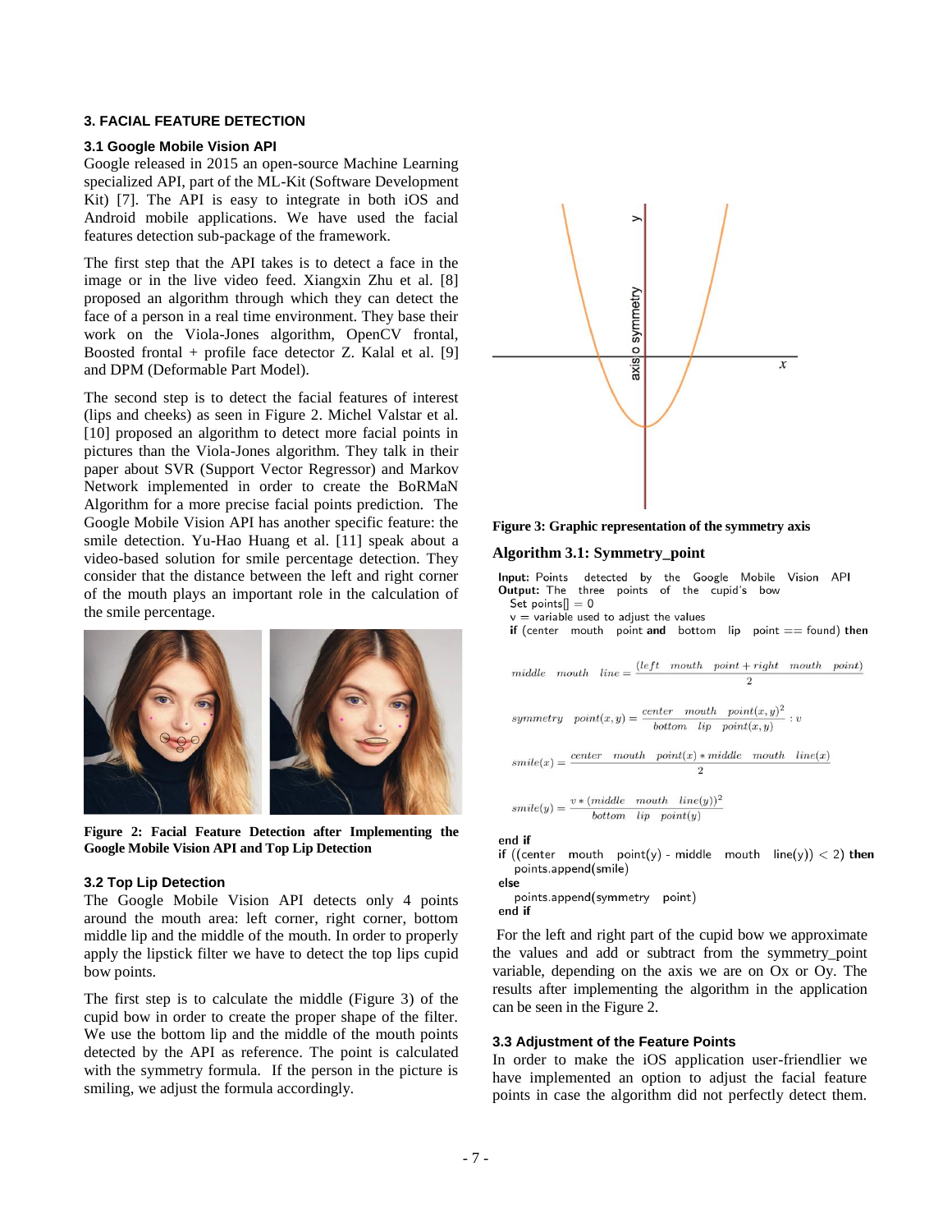## 3. FACIAL FEATURE DETECTION

### 3.1 Google Mobile Vision API

Google released in 2015 an open-source Machine Learning specialized API, part of the ML-Kit (Software Development Kit) [7]. The API is easy to integrate in both iOS and Android mobile applications. We have used the facial features detection sub-package of the framework.

The first step that the API takes is to detect a face in the image or in the live video feed. Xiangxin Zhu et al. [8] proposed an algorithm through which they can detect the face of a person in a real time environment. They base their work on the Viola-Jones algorithm, OpenCV frontal, Boosted frontal + profile face detector Z. Kalal et al. [9] and DPM (Deformable Part Model).

The second step is to detect the facial features of interest (lips and cheeks) as seen in Figure 2. Michel Valstar et al. [10] proposed an algorithm to detect more facial points in pictures than the Viola-Jones algorithm. They talk in their paper about SVR (Support Vector Regressor) and Markov Network implemented in order to create the BoRMaN Algorithm for a more precise facial points prediction. The Google Mobile Vision API has another specific feature: the smile detection. Yu-Hao Huang et al. [11] speak about a video-based solution for smile percentage detection. They consider that the distance between the left and right corner of the mouth plays an important role in the calculation of the smile percentage.

**Figure 2: Facial Feature Detection after Implementing the Google Mobile Vision API and Top Lip Detection**

### 3.2 Top Lip Detection

The Google Mobile Vision API detects only 4 points around the mouth area: left corner, right corner, bottom middle lip and the middle of the mouth. In order to properly apply the lipstick filter we have to detect the top lips cupid bow points.

The first step is to calculate the middle (Figure 3) of the cupid bow in order to create the proper shape of the filter. We use the bottom lip and the middle of the mouth points detected by the API as reference. The point is calculated with the symmetry formula. If the person in the picture is smiling, we adjust the formula accordingly.

**Figure 3: Graphic representation of the symmetry axis**

**Algorithm 3.1: Symmetry_point**

**Input:** Points detected by the Google Mobile Vision API
**Output:** The three points of the cupid's bow
Set points[] = 0
v = variable used to adjust the values
**if** (center mouth point **and** bottom lip point == found) **then**

$$middle\ \ mouth\ \ line = \frac{(left\ \ mouth\ \ point + right\ \ mouth\ \ point)}{2}$$

$$symmetry\ \ point(x,y) = \frac{center\ \ mouth\ \ point(x,y)^2}{bottom\ \ lip\ \ point(x,y)} : v$$

$$smile(x) = \frac{center\ \ mouth\ \ point(x) * middle\ \ mouth\ \ line(x)}{2}$$

$$smile(y) = \frac{v * (middle\ \ mouth\ \ line(y))^2}{bottom\ \ lip\ \ point(y)}$$

**end if**
**if** ((center mouth point(y) - middle mouth line(y)) < 2) **then**
points.append(smile)
**else**
points.append(symmetry point)
**end if**

For the left and right part of the cupid bow we approximate the values and add or subtract from the symmetry_point variable, depending on the axis we are on Ox or Oy. The results after implementing the algorithm in the application can be seen in the Figure 2.

### 3.3 Adjustment of the Feature Points

In order to make the iOS application user-friendlier we have implemented an option to adjust the facial feature points in case the algorithm did not perfectly detect them.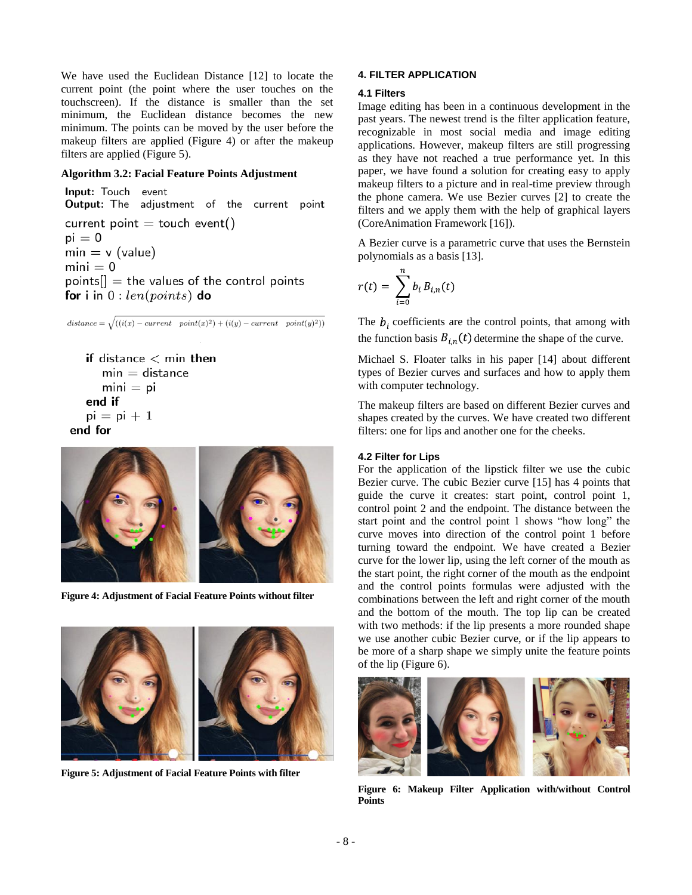We have used the Euclidean Distance [12] to locate the current point (the point where the user touches on the touchscreen). If the distance is smaller than the set minimum, the Euclidean distance becomes the new minimum. The points can be moved by the user before the makeup filters are applied (Figure 4) or after the makeup filters are applied (Figure 5).

**Algorithm 3.2: Facial Feature Points Adjustment**

**Input:** Touch event
**Output:** The adjustment of the current point

```
current point = touch event()
pi = 0
min = v (value)
mini = 0
points[] = the values of the control points
for i in 0 : len(points) do
```

$$distance = \sqrt{((i(x) - current\quad point(x)^2) + (i(y) - current\quad point(y)^2))}$$

```
    if distance < min then
        min = distance
        mini = pi
    end if
    pi = pi + 1
end for
```

**Figure 4: Adjustment of Facial Feature Points without filter**

**Figure 5: Adjustment of Facial Feature Points with filter**

## 4. FILTER APPLICATION

### 4.1 Filters

Image editing has been in a continuous development in the past years. The newest trend is the filter application feature, recognizable in most social media and image editing applications. However, makeup filters are still progressing as they have not reached a true performance yet. In this paper, we have found a solution for creating easy to apply makeup filters to a picture and in real-time preview through the phone camera. We use Bezier curves [2] to create the filters and we apply them with the help of graphical layers (CoreAnimation Framework [16]).

A Bezier curve is a parametric curve that uses the Bernstein polynomials as a basis [13].

$$r(t) = \sum_{i=0}^{n} b_i\, B_{i,n}(t)$$

The $b_i$ coefficients are the control points, that among with the function basis $B_{i,n}(t)$ determine the shape of the curve.

Michael S. Floater talks in his paper [14] about different types of Bezier curves and surfaces and how to apply them with computer technology.

The makeup filters are based on different Bezier curves and shapes created by the curves. We have created two different filters: one for lips and another one for the cheeks.

### 4.2 Filter for Lips

For the application of the lipstick filter we use the cubic Bezier curve. The cubic Bezier curve [15] has 4 points that guide the curve it creates: start point, control point 1, control point 2 and the endpoint. The distance between the start point and the control point 1 shows "how long" the curve moves into direction of the control point 1 before turning toward the endpoint. We have created a Bezier curve for the lower lip, using the left corner of the mouth as the start point, the right corner of the mouth as the endpoint and the control points formulas were adjusted with the combinations between the left and right corner of the mouth and the bottom of the mouth. The top lip can be created with two methods: if the lip presents a more rounded shape we use another cubic Bezier curve, or if the lip appears to be more of a sharp shape we simply unite the feature points of the lip (Figure 6).

**Figure 6: Makeup Filter Application with/without Control Points**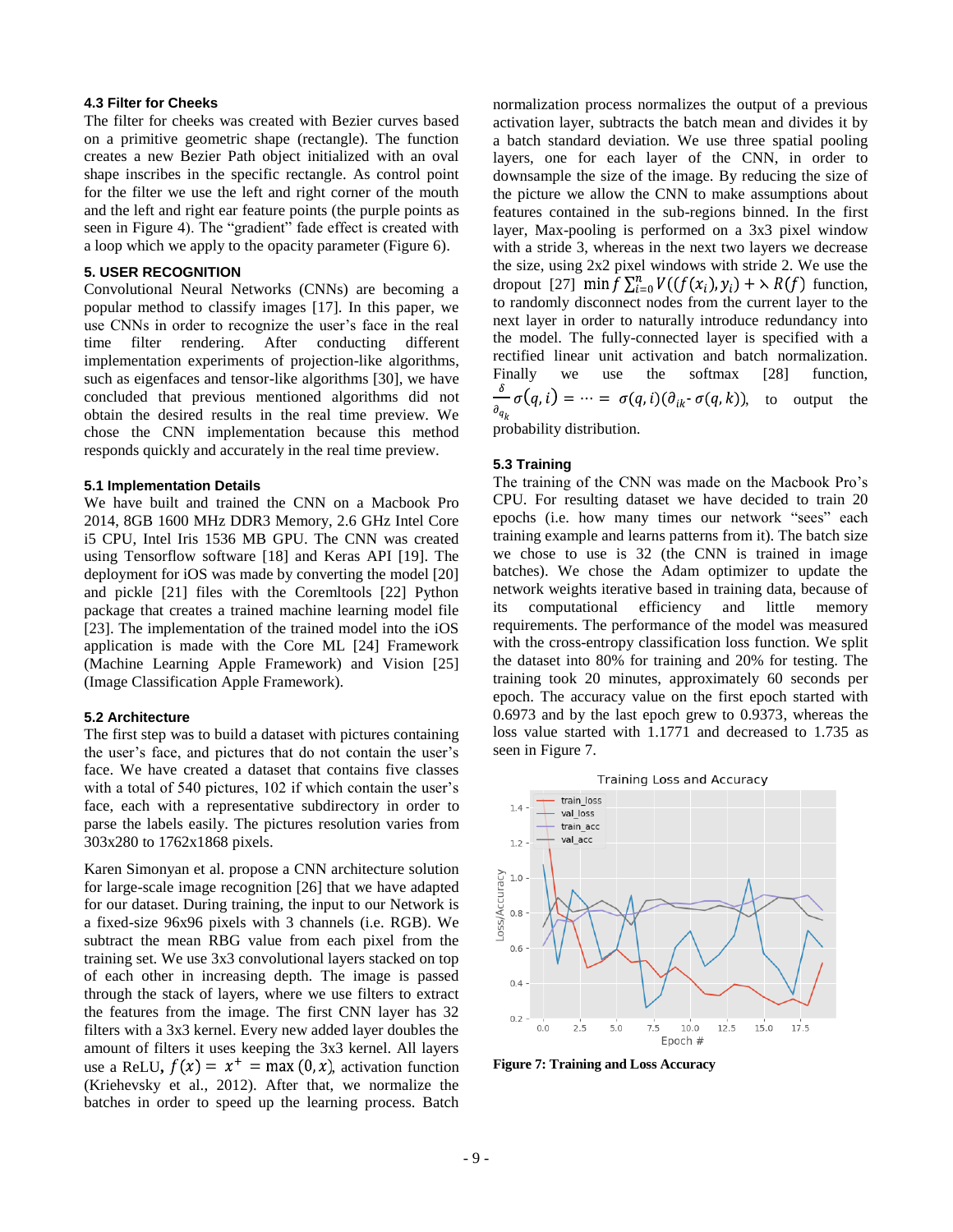### 4.3 Filter for Cheeks

The filter for cheeks was created with Bezier curves based on a primitive geometric shape (rectangle). The function creates a new Bezier Path object initialized with an oval shape inscribes in the specific rectangle. As control point for the filter we use the left and right corner of the mouth and the left and right ear feature points (the purple points as seen in Figure 4). The "gradient" fade effect is created with a loop which we apply to the opacity parameter (Figure 6).

## 5. USER RECOGNITION

Convolutional Neural Networks (CNNs) are becoming a popular method to classify images [17]. In this paper, we use CNNs in order to recognize the user's face in the real time filter rendering. After conducting different implementation experiments of projection-like algorithms, such as eigenfaces and tensor-like algorithms [30], we have concluded that previous mentioned algorithms did not obtain the desired results in the real time preview. We chose the CNN implementation because this method responds quickly and accurately in the real time preview.

### 5.1 Implementation Details

We have built and trained the CNN on a Macbook Pro 2014, 8GB 1600 MHz DDR3 Memory, 2.6 GHz Intel Core i5 CPU, Intel Iris 1536 MB GPU. The CNN was created using Tensorflow software [18] and Keras API [19]. The deployment for iOS was made by converting the model [20] and pickle [21] files with the Coremltools [22] Python package that creates a trained machine learning model file [23]. The implementation of the trained model into the iOS application is made with the Core ML [24] Framework (Machine Learning Apple Framework) and Vision [25] (Image Classification Apple Framework).

### 5.2 Architecture

The first step was to build a dataset with pictures containing the user's face, and pictures that do not contain the user's face. We have created a dataset that contains five classes with a total of 540 pictures, 102 if which contain the user's face, each with a representative subdirectory in order to parse the labels easily. The pictures resolution varies from 303x280 to 1762x1868 pixels.

Karen Simonyan et al. propose a CNN architecture solution for large-scale image recognition [26] that we have adapted for our dataset. During training, the input to our Network is a fixed-size 96x96 pixels with 3 channels (i.e. RGB). We subtract the mean RBG value from each pixel from the training set. We use 3x3 convolutional layers stacked on top of each other in increasing depth. The image is passed through the stack of layers, where we use filters to extract the features from the image. The first CNN layer has 32 filters with a 3x3 kernel. Every new added layer doubles the amount of filters it uses keeping the 3x3 kernel. All layers use a ReLU, $f(x) = x^{+} = \max(0, x)$, activation function (Kriehevsky et al., 2012). After that, we normalize the batches in order to speed up the learning process. Batch normalization process normalizes the output of a previous activation layer, subtracts the batch mean and divides it by a batch standard deviation. We use three spatial pooling layers, one for each layer of the CNN, in order to downsample the size of the image. By reducing the size of the picture we allow the CNN to make assumptions about features contained in the sub-regions binned. In the first layer, Max-pooling is performed on a 3x3 pixel window with a stride 3, whereas in the next two layers we decrease the size, using 2x2 pixel windows with stride 2. We use the dropout [27] $\min f \sum_{i=0}^{n} V((f(x_i), y_i) + \lambda R(f)$ function, to randomly disconnect nodes from the current layer to the next layer in order to naturally introduce redundancy into the model. The fully-connected layer is specified with a rectified linear unit activation and batch normalization. Finally we use the softmax [28] function, $\frac{\delta}{\partial_{q_k}} \sigma(q, i) = \cdots = \sigma(q, i)(\partial_{ik} \text{-} \sigma(q, k))$, to output the probability distribution.

### 5.3 Training

The training of the CNN was made on the Macbook Pro's CPU. For resulting dataset we have decided to train 20 epochs (i.e. how many times our network "sees" each training example and learns patterns from it). The batch size we chose to use is 32 (the CNN is trained in image batches). We chose the Adam optimizer to update the network weights iterative based in training data, because of its computational efficiency and little memory requirements. The performance of the model was measured with the cross-entropy classification loss function. We split the dataset into 80% for training and 20% for testing. The training took 20 minutes, approximately 60 seconds per epoch. The accuracy value on the first epoch started with 0.6973 and by the last epoch grew to 0.9373, whereas the loss value started with 1.1771 and decreased to 1.735 as seen in Figure 7.

**Figure 7: Training and Loss Accuracy**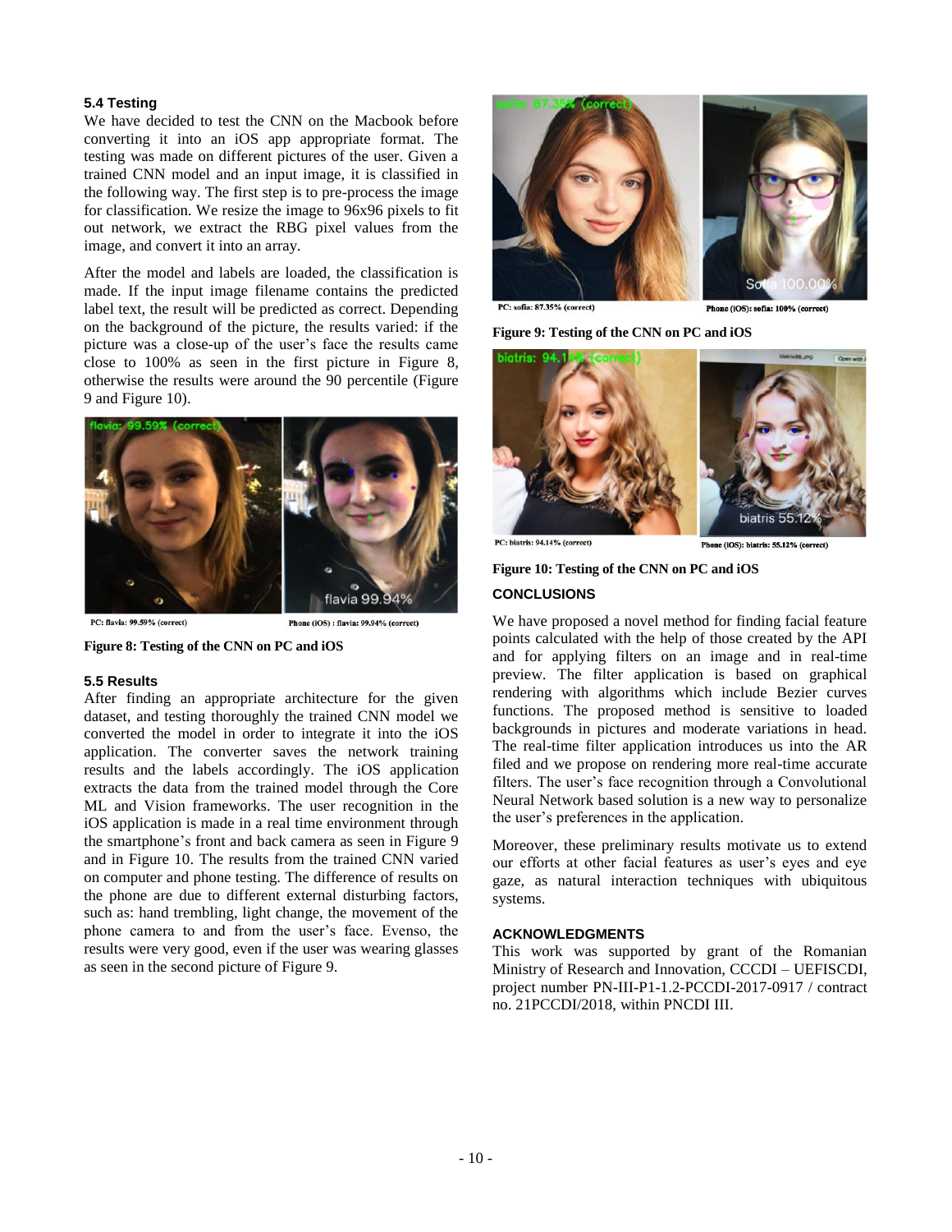### 5.4 Testing

We have decided to test the CNN on the Macbook before converting it into an iOS app appropriate format. The testing was made on different pictures of the user. Given a trained CNN model and an input image, it is classified in the following way. The first step is to pre-process the image for classification. We resize the image to 96x96 pixels to fit out network, we extract the RBG pixel values from the image, and convert it into an array.

After the model and labels are loaded, the classification is made. If the input image filename contains the predicted label text, the result will be predicted as correct. Depending on the background of the picture, the results varied: if the picture was a close-up of the user's face the results came close to 100% as seen in the first picture in Figure 8, otherwise the results were around the 90 percentile (Figure 9 and Figure 10).

PC: flavia: 99.59% (correct) Phone (iOS) : flavia: 99.94% (correct)

**Figure 8: Testing of the CNN on PC and iOS**

### 5.5 Results

After finding an appropriate architecture for the given dataset, and testing thoroughly the trained CNN model we converted the model in order to integrate it into the iOS application. The converter saves the network training results and the labels accordingly. The iOS application extracts the data from the trained model through the Core ML and Vision frameworks. The user recognition in the iOS application is made in a real time environment through the smartphone's front and back camera as seen in Figure 9 and in Figure 10. The results from the trained CNN varied on computer and phone testing. The difference of results on the phone are due to different external disturbing factors, such as: hand trembling, light change, the movement of the phone camera to and from the user's face. Evenso, the results were very good, even if the user was wearing glasses as seen in the second picture of Figure 9.

PC: sofia: 87.35% (correct) Phone (iOS): sofia: 100% (correct)

**Figure 9: Testing of the CNN on PC and iOS**

PC: biatris: 94.14% (correct) Phone (iOS): biatris: 55.12% (correct)

**Figure 10: Testing of the CNN on PC and iOS**

## CONCLUSIONS

We have proposed a novel method for finding facial feature points calculated with the help of those created by the API and for applying filters on an image and in real-time preview. The filter application is based on graphical rendering with algorithms which include Bezier curves functions. The proposed method is sensitive to loaded backgrounds in pictures and moderate variations in head. The real-time filter application introduces us into the AR filed and we propose on rendering more real-time accurate filters. The user's face recognition through a Convolutional Neural Network based solution is a new way to personalize the user's preferences in the application.

Moreover, these preliminary results motivate us to extend our efforts at other facial features as user's eyes and eye gaze, as natural interaction techniques with ubiquitous systems.

## ACKNOWLEDGMENTS

This work was supported by grant of the Romanian Ministry of Research and Innovation, CCCDI – UEFISCDI, project number PN-III-P1-1.2-PCCDI-2017-0917 / contract no. 21PCCDI/2018, within PNCDI III.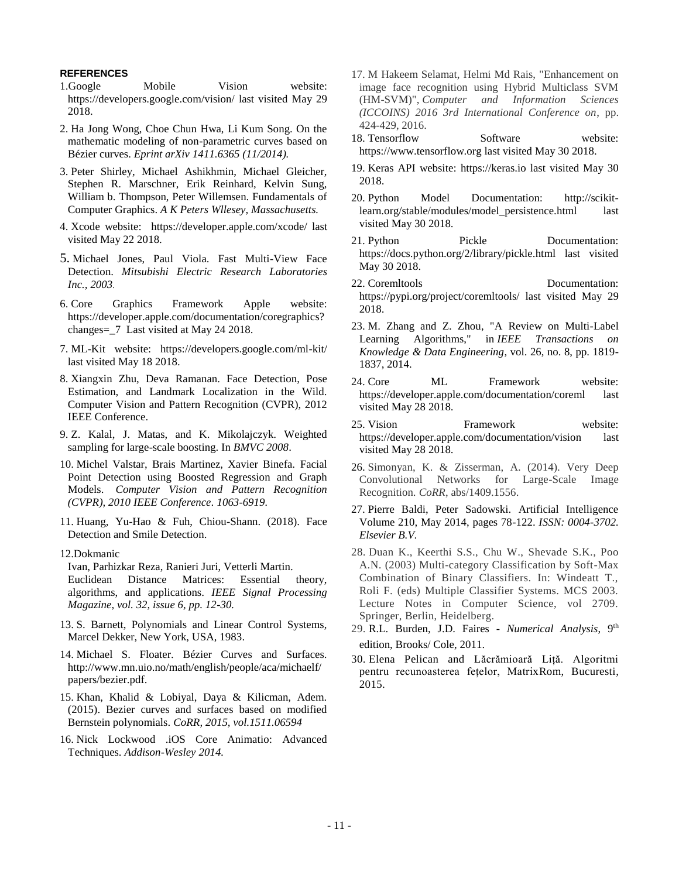## REFERENCES

1. Google Mobile Vision website: https://developers.google.com/vision/ last visited May 29 2018.
2. Ha Jong Wong, Choe Chun Hwa, Li Kum Song. On the mathematic modeling of non-parametric curves based on Bézier curves. *Eprint arXiv 1411.6365 (11/2014).*
3. Peter Shirley, Michael Ashikhmin, Michael Gleicher, Stephen R. Marschner, Erik Reinhard, Kelvin Sung, William b. Thompson, Peter Willemsen. Fundamentals of Computer Graphics. *A K Peters Wllesey, Massachusetts.*
4. Xcode website: https://developer.apple.com/xcode/ last visited May 22 2018.
5. Michael Jones, Paul Viola. Fast Multi-View Face Detection. *Mitsubishi Electric Research Laboratories Inc., 2003*.
6. Core Graphics Framework Apple website: https://developer.apple.com/documentation/coregraphics?changes=_7 Last visited at May 24 2018.
7. ML-Kit website: https://developers.google.com/ml-kit/ last visited May 18 2018.
8. Xiangxin Zhu, Deva Ramanan. Face Detection, Pose Estimation, and Landmark Localization in the Wild. Computer Vision and Pattern Recognition (CVPR), 2012 IEEE Conference.
9. Z. Kalal, J. Matas, and K. Mikolajczyk. Weighted sampling for large-scale boosting. In *BMVC 2008*.
10. Michel Valstar, Brais Martinez, Xavier Binefa. Facial Point Detection using Boosted Regression and Graph Models. *Computer Vision and Pattern Recognition (CVPR), 2010 IEEE Conference*. *1063-6919*.
11. Huang, Yu-Hao & Fuh, Chiou-Shann. (2018). Face Detection and Smile Detection.
12. Dokmanic Ivan, Parhizkar Reza, Ranieri Juri, Vetterli Martin. Euclidean Distance Matrices: Essential theory, algorithms, and applications. *IEEE Signal Processing Magazine, vol. 32, issue 6, pp. 12-30.*
13. S. Barnett, Polynomials and Linear Control Systems, Marcel Dekker, New York, USA, 1983.
14. Michael S. Floater. Bézier Curves and Surfaces. http://www.mn.uio.no/math/english/people/aca/michaelf/papers/bezier.pdf.
15. Khan, Khalid & Lobiyal, Daya & Kilicman, Adem. (2015). Bezier curves and surfaces based on modified Bernstein polynomials. *CoRR, 2015, vol.1511.06594*
16. Nick Lockwood .iOS Core Animatio: Advanced Techniques. *Addison-Wesley 2014.*
17. M Hakeem Selamat, Helmi Md Rais, "Enhancement on image face recognition using Hybrid Multiclass SVM (HM-SVM)", *Computer and Information Sciences (ICCOINS) 2016 3rd International Conference on*, pp. 424-429, 2016.
18. Tensorflow Software website: https://www.tensorflow.org last visited May 30 2018.
19. Keras API website: https://keras.io last visited May 30 2018.
20. Python Model Documentation: http://scikit-learn.org/stable/modules/model_persistence.html last visited May 30 2018.
21. Python Pickle Documentation: https://docs.python.org/2/library/pickle.html last visited May 30 2018.
22. Coremltools Documentation: https://pypi.org/project/coremltools/ last visited May 29 2018.
23. M. Zhang and Z. Zhou, "A Review on Multi-Label Learning Algorithms," in *IEEE Transactions on Knowledge & Data Engineering*, vol. 26, no. 8, pp. 1819-1837, 2014.
24. Core ML Framework website: https://developer.apple.com/documentation/coreml last visited May 28 2018.
25. Vision Framework website: https://developer.apple.com/documentation/vision last visited May 28 2018.
26. Simonyan, K. & Zisserman, A. (2014). Very Deep Convolutional Networks for Large-Scale Image Recognition. *CoRR*, abs/1409.1556.
27. Pierre Baldi, Peter Sadowski. Artificial Intelligence Volume 210, May 2014, pages 78-122. *ISSN: 0004-3702. Elsevier B.V.*
28. Duan K., Keerthi S.S., Chu W., Shevade S.K., Poo A.N. (2003) Multi-category Classification by Soft-Max Combination of Binary Classifiers. In: Windeatt T., Roli F. (eds) Multiple Classifier Systems. MCS 2003. Lecture Notes in Computer Science, vol 2709. Springer, Berlin, Heidelberg.
29. R.L. Burden, J.D. Faires - *Numerical Analysis*, 9th edition, Brooks/ Cole, 2011.
30. Elena Pelican and Lăcrămioară Liță. Algoritmi pentru recunoasterea fețelor, MatrixRom, Bucuresti, 2015.